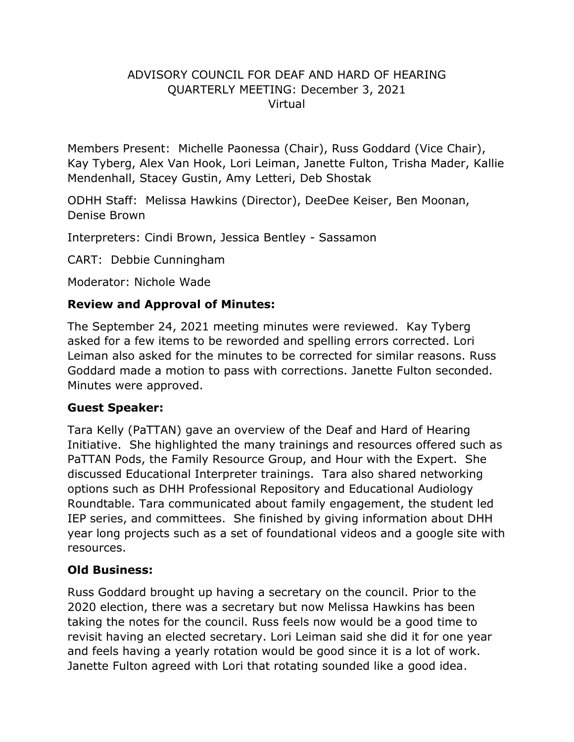# ADVISORY COUNCIL FOR DEAF AND HARD OF HEARING
## QUARTERLY MEETING: December 3, 2021
### Virtual

Members Present: Michelle Paonessa (Chair), Russ Goddard (Vice Chair), Kay Tyberg, Alex Van Hook, Lori Leiman, Janette Fulton, Trisha Mader, Kallie Mendenhall, Stacey Gustin, Amy Letteri, Deb Shostak

ODHH Staff: Melissa Hawkins (Director), DeeDee Keiser, Ben Moonan, Denise Brown

Interpreters: Cindi Brown, Jessica Bentley - Sassamon

CART: Debbie Cunningham

Moderator: Nichole Wade

**Review and Approval of Minutes:**

The September 24, 2021 meeting minutes were reviewed. Kay Tyberg asked for a few items to be reworded and spelling errors corrected. Lori Leiman also asked for the minutes to be corrected for similar reasons. Russ Goddard made a motion to pass with corrections. Janette Fulton seconded. Minutes were approved.

**Guest Speaker:**

Tara Kelly (PaTTAN) gave an overview of the Deaf and Hard of Hearing Initiative. She highlighted the many trainings and resources offered such as PaTTAN Pods, the Family Resource Group, and Hour with the Expert. She discussed Educational Interpreter trainings. Tara also shared networking options such as DHH Professional Repository and Educational Audiology Roundtable. Tara communicated about family engagement, the student led IEP series, and committees. She finished by giving information about DHH year long projects such as a set of foundational videos and a google site with resources.

**Old Business:**

Russ Goddard brought up having a secretary on the council. Prior to the 2020 election, there was a secretary but now Melissa Hawkins has been taking the notes for the council. Russ feels now would be a good time to revisit having an elected secretary. Lori Leiman said she did it for one year and feels having a yearly rotation would be good since it is a lot of work. Janette Fulton agreed with Lori that rotating sounded like a good idea.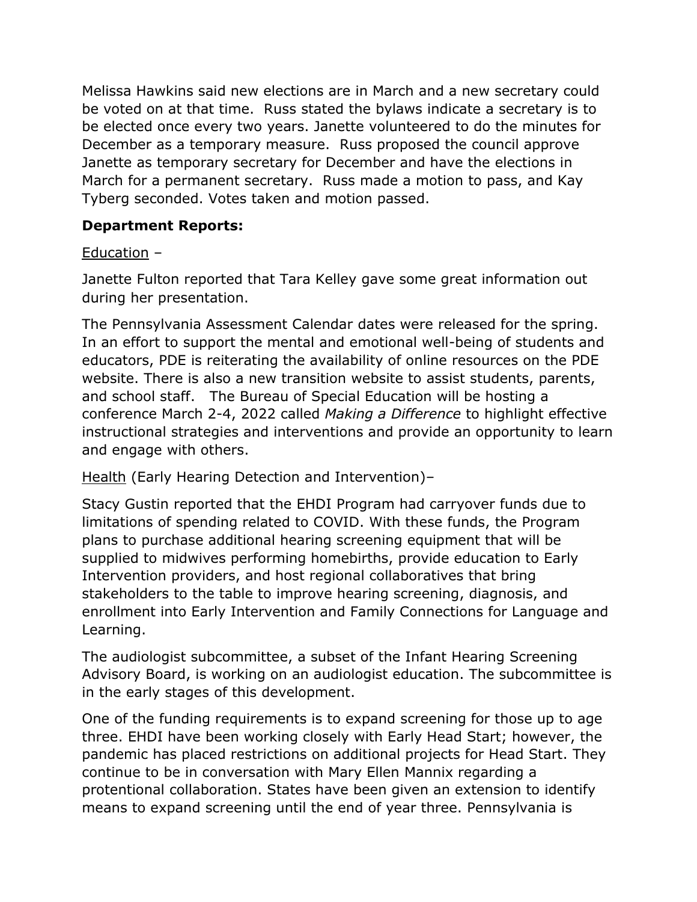Melissa Hawkins said new elections are in March and a new secretary could be voted on at that time. Russ stated the bylaws indicate a secretary is to be elected once every two years. Janette volunteered to do the minutes for December as a temporary measure. Russ proposed the council approve Janette as temporary secretary for December and have the elections in March for a permanent secretary. Russ made a motion to pass, and Kay Tyberg seconded. Votes taken and motion passed.

**Department Reports:**

Education –

Janette Fulton reported that Tara Kelley gave some great information out during her presentation.

The Pennsylvania Assessment Calendar dates were released for the spring. In an effort to support the mental and emotional well-being of students and educators, PDE is reiterating the availability of online resources on the PDE website. There is also a new transition website to assist students, parents, and school staff. The Bureau of Special Education will be hosting a conference March 2-4, 2022 called *Making a Difference* to highlight effective instructional strategies and interventions and provide an opportunity to learn and engage with others.

Health (Early Hearing Detection and Intervention)–

Stacy Gustin reported that the EHDI Program had carryover funds due to limitations of spending related to COVID. With these funds, the Program plans to purchase additional hearing screening equipment that will be supplied to midwives performing homebirths, provide education to Early Intervention providers, and host regional collaboratives that bring stakeholders to the table to improve hearing screening, diagnosis, and enrollment into Early Intervention and Family Connections for Language and Learning.

The audiologist subcommittee, a subset of the Infant Hearing Screening Advisory Board, is working on an audiologist education. The subcommittee is in the early stages of this development.

One of the funding requirements is to expand screening for those up to age three. EHDI have been working closely with Early Head Start; however, the pandemic has placed restrictions on additional projects for Head Start. They continue to be in conversation with Mary Ellen Mannix regarding a protentional collaboration. States have been given an extension to identify means to expand screening until the end of year three. Pennsylvania is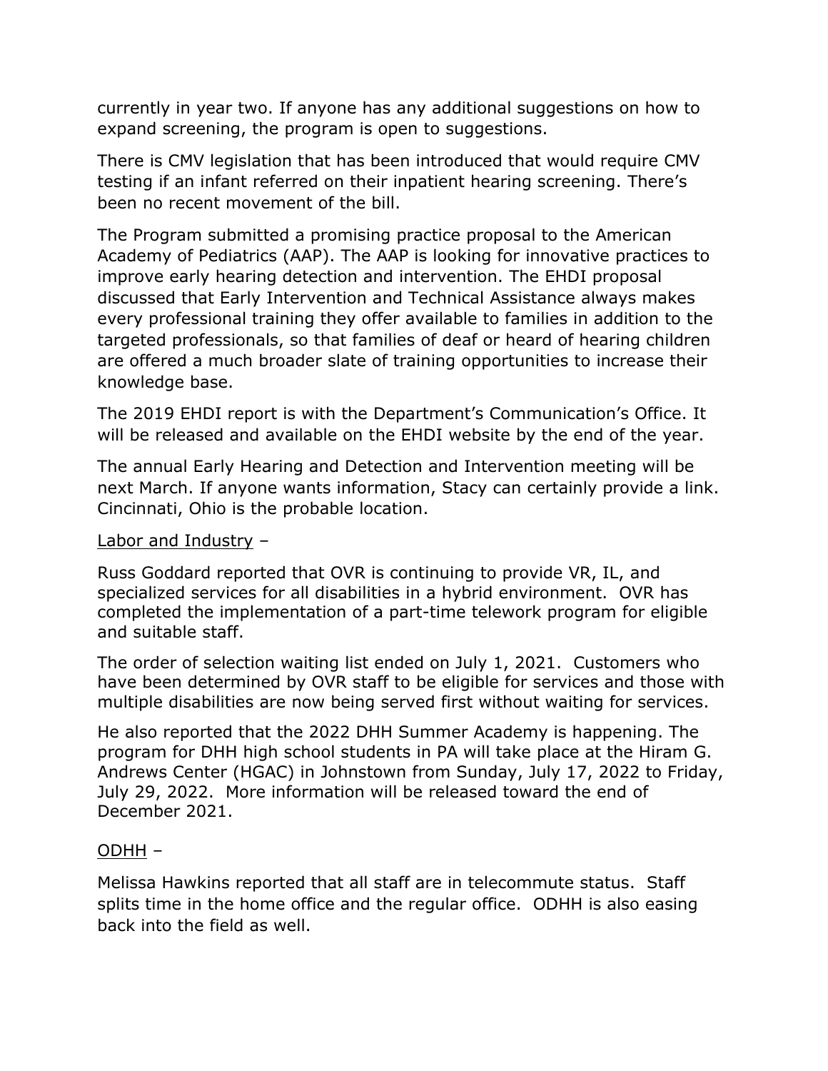currently in year two. If anyone has any additional suggestions on how to expand screening, the program is open to suggestions.

There is CMV legislation that has been introduced that would require CMV testing if an infant referred on their inpatient hearing screening. There's been no recent movement of the bill.

The Program submitted a promising practice proposal to the American Academy of Pediatrics (AAP). The AAP is looking for innovative practices to improve early hearing detection and intervention. The EHDI proposal discussed that Early Intervention and Technical Assistance always makes every professional training they offer available to families in addition to the targeted professionals, so that families of deaf or heard of hearing children are offered a much broader slate of training opportunities to increase their knowledge base.

The 2019 EHDI report is with the Department's Communication's Office. It will be released and available on the EHDI website by the end of the year.

The annual Early Hearing and Detection and Intervention meeting will be next March. If anyone wants information, Stacy can certainly provide a link. Cincinnati, Ohio is the probable location.

<u>Labor and Industry</u> –

Russ Goddard reported that OVR is continuing to provide VR, IL, and specialized services for all disabilities in a hybrid environment. OVR has completed the implementation of a part-time telework program for eligible and suitable staff.

The order of selection waiting list ended on July 1, 2021. Customers who have been determined by OVR staff to be eligible for services and those with multiple disabilities are now being served first without waiting for services.

He also reported that the 2022 DHH Summer Academy is happening. The program for DHH high school students in PA will take place at the Hiram G. Andrews Center (HGAC) in Johnstown from Sunday, July 17, 2022 to Friday, July 29, 2022. More information will be released toward the end of December 2021.

<u>ODHH</u> –

Melissa Hawkins reported that all staff are in telecommute status. Staff splits time in the home office and the regular office. ODHH is also easing back into the field as well.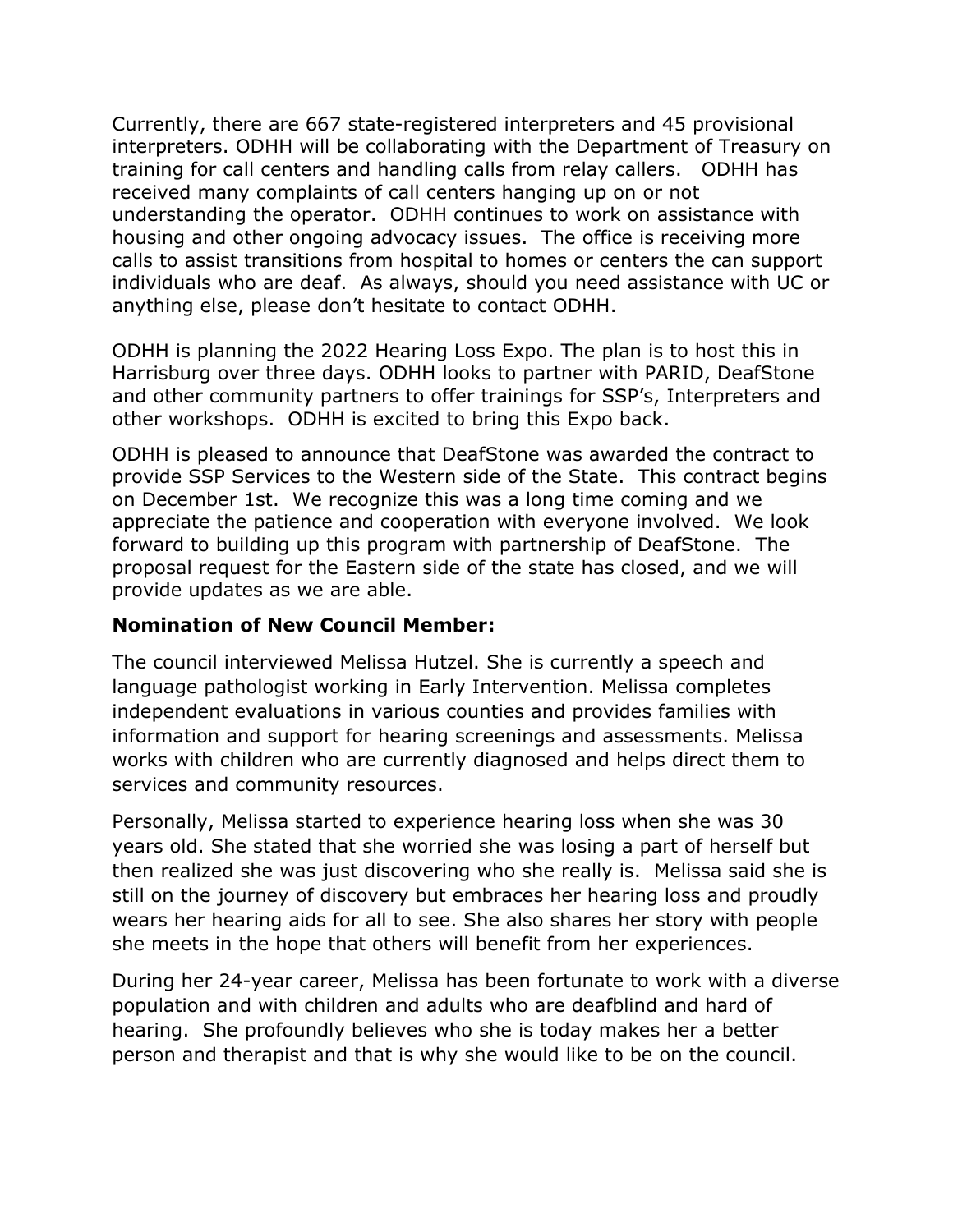Currently, there are 667 state-registered interpreters and 45 provisional interpreters. ODHH will be collaborating with the Department of Treasury on training for call centers and handling calls from relay callers. ODHH has received many complaints of call centers hanging up on or not understanding the operator. ODHH continues to work on assistance with housing and other ongoing advocacy issues. The office is receiving more calls to assist transitions from hospital to homes or centers the can support individuals who are deaf. As always, should you need assistance with UC or anything else, please don't hesitate to contact ODHH.

ODHH is planning the 2022 Hearing Loss Expo. The plan is to host this in Harrisburg over three days. ODHH looks to partner with PARID, DeafStone and other community partners to offer trainings for SSP's, Interpreters and other workshops. ODHH is excited to bring this Expo back.

ODHH is pleased to announce that DeafStone was awarded the contract to provide SSP Services to the Western side of the State. This contract begins on December 1st. We recognize this was a long time coming and we appreciate the patience and cooperation with everyone involved. We look forward to building up this program with partnership of DeafStone. The proposal request for the Eastern side of the state has closed, and we will provide updates as we are able.

**Nomination of New Council Member:**

The council interviewed Melissa Hutzel. She is currently a speech and language pathologist working in Early Intervention. Melissa completes independent evaluations in various counties and provides families with information and support for hearing screenings and assessments. Melissa works with children who are currently diagnosed and helps direct them to services and community resources.

Personally, Melissa started to experience hearing loss when she was 30 years old. She stated that she worried she was losing a part of herself but then realized she was just discovering who she really is. Melissa said she is still on the journey of discovery but embraces her hearing loss and proudly wears her hearing aids for all to see. She also shares her story with people she meets in the hope that others will benefit from her experiences.

During her 24-year career, Melissa has been fortunate to work with a diverse population and with children and adults who are deafblind and hard of hearing. She profoundly believes who she is today makes her a better person and therapist and that is why she would like to be on the council.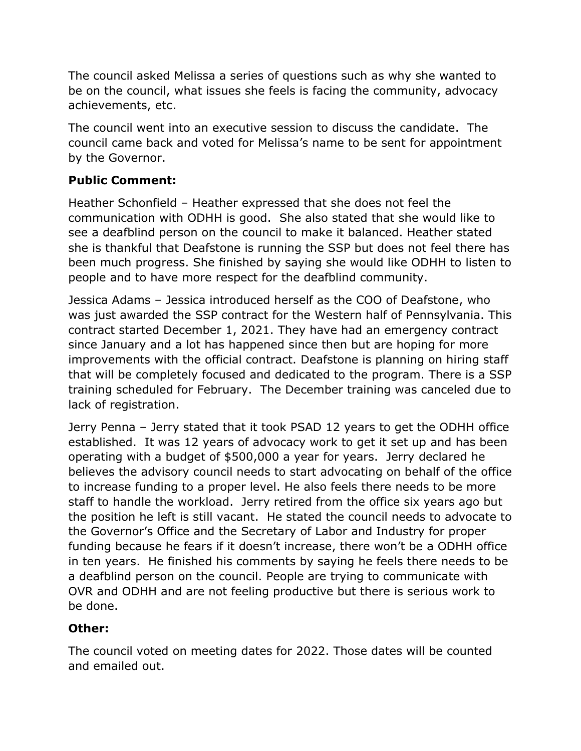The council asked Melissa a series of questions such as why she wanted to be on the council, what issues she feels is facing the community, advocacy achievements, etc.

The council went into an executive session to discuss the candidate. The council came back and voted for Melissa's name to be sent for appointment by the Governor.

**Public Comment:**

Heather Schonfield – Heather expressed that she does not feel the communication with ODHH is good. She also stated that she would like to see a deafblind person on the council to make it balanced. Heather stated she is thankful that Deafstone is running the SSP but does not feel there has been much progress. She finished by saying she would like ODHH to listen to people and to have more respect for the deafblind community.

Jessica Adams – Jessica introduced herself as the COO of Deafstone, who was just awarded the SSP contract for the Western half of Pennsylvania. This contract started December 1, 2021. They have had an emergency contract since January and a lot has happened since then but are hoping for more improvements with the official contract. Deafstone is planning on hiring staff that will be completely focused and dedicated to the program. There is a SSP training scheduled for February. The December training was canceled due to lack of registration.

Jerry Penna – Jerry stated that it took PSAD 12 years to get the ODHH office established. It was 12 years of advocacy work to get it set up and has been operating with a budget of $500,000 a year for years. Jerry declared he believes the advisory council needs to start advocating on behalf of the office to increase funding to a proper level. He also feels there needs to be more staff to handle the workload. Jerry retired from the office six years ago but the position he left is still vacant. He stated the council needs to advocate to the Governor's Office and the Secretary of Labor and Industry for proper funding because he fears if it doesn't increase, there won't be a ODHH office in ten years. He finished his comments by saying he feels there needs to be a deafblind person on the council. People are trying to communicate with OVR and ODHH and are not feeling productive but there is serious work to be done.

**Other:**

The council voted on meeting dates for 2022. Those dates will be counted and emailed out.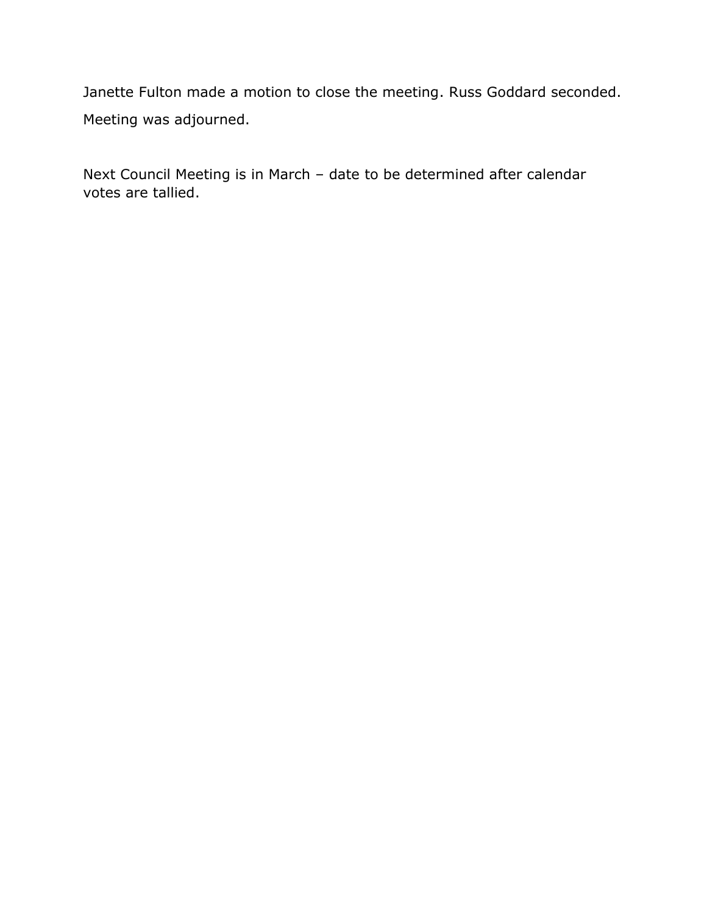Janette Fulton made a motion to close the meeting. Russ Goddard seconded.

Meeting was adjourned.

Next Council Meeting is in March – date to be determined after calendar votes are tallied.